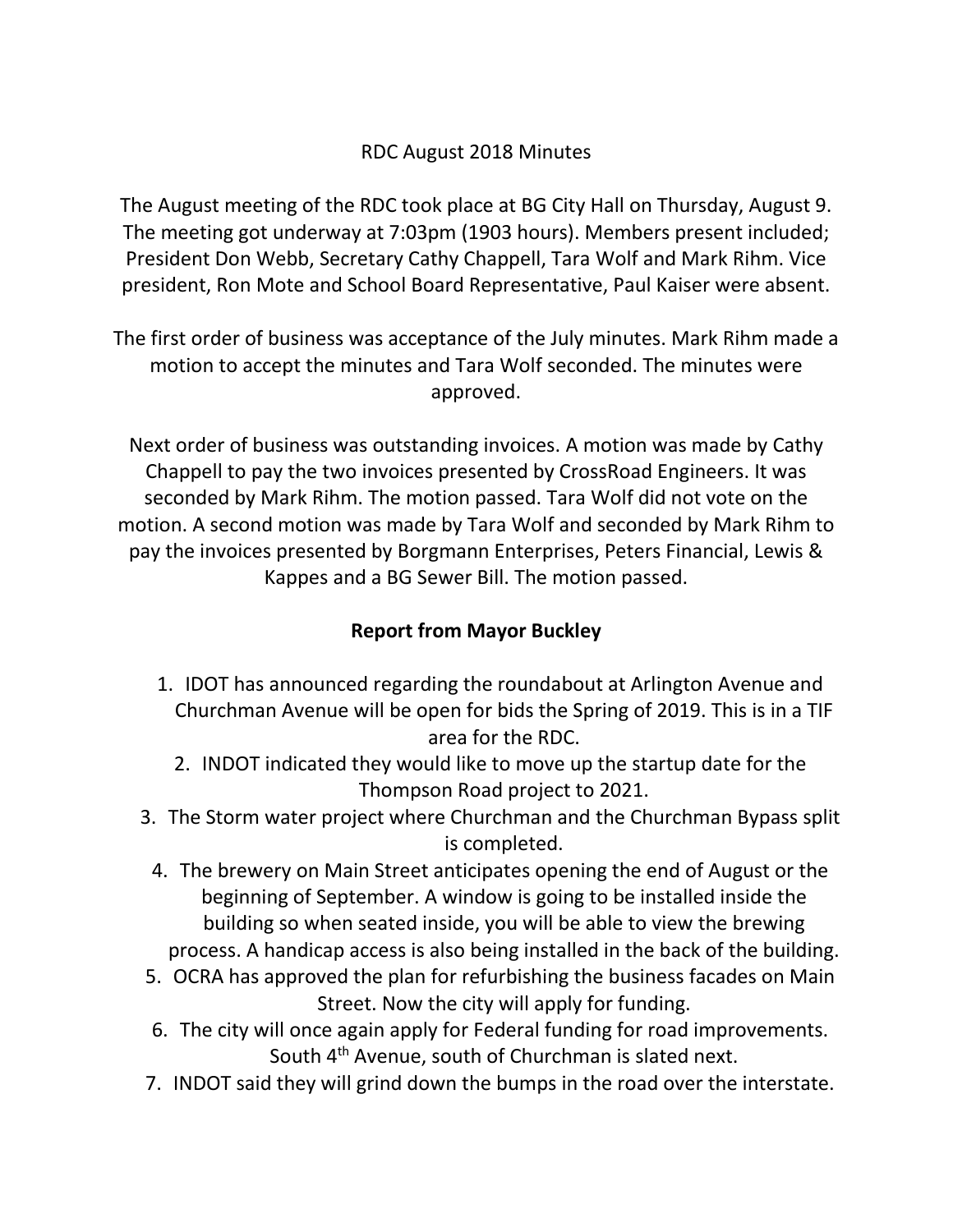RDC August 2018 Minutes

The August meeting of the RDC took place at BG City Hall on Thursday, August 9. The meeting got underway at 7:03pm (1903 hours). Members present included; President Don Webb, Secretary Cathy Chappell, Tara Wolf and Mark Rihm. Vice president, Ron Mote and School Board Representative, Paul Kaiser were absent.

The first order of business was acceptance of the July minutes. Mark Rihm made a motion to accept the minutes and Tara Wolf seconded. The minutes were approved.

Next order of business was outstanding invoices. A motion was made by Cathy Chappell to pay the two invoices presented by CrossRoad Engineers. It was seconded by Mark Rihm. The motion passed. Tara Wolf did not vote on the motion. A second motion was made by Tara Wolf and seconded by Mark Rihm to pay the invoices presented by Borgmann Enterprises, Peters Financial, Lewis & Kappes and a BG Sewer Bill. The motion passed.

**Report from Mayor Buckley**

1. IDOT has announced regarding the roundabout at Arlington Avenue and Churchman Avenue will be open for bids the Spring of 2019. This is in a TIF area for the RDC.
2. INDOT indicated they would like to move up the startup date for the Thompson Road project to 2021.
3. The Storm water project where Churchman and the Churchman Bypass split is completed.
4. The brewery on Main Street anticipates opening the end of August or the beginning of September. A window is going to be installed inside the building so when seated inside, you will be able to view the brewing process. A handicap access is also being installed in the back of the building.
5. OCRA has approved the plan for refurbishing the business facades on Main Street. Now the city will apply for funding.
6. The city will once again apply for Federal funding for road improvements. South 4th Avenue, south of Churchman is slated next.
7. INDOT said they will grind down the bumps in the road over the interstate.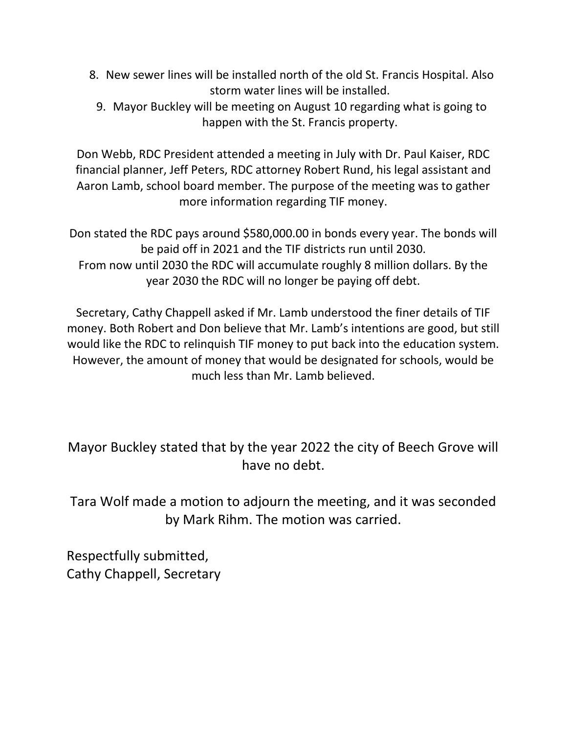8. New sewer lines will be installed north of the old St. Francis Hospital. Also storm water lines will be installed.
9. Mayor Buckley will be meeting on August 10 regarding what is going to happen with the St. Francis property.

Don Webb, RDC President attended a meeting in July with Dr. Paul Kaiser, RDC financial planner, Jeff Peters, RDC attorney Robert Rund, his legal assistant and Aaron Lamb, school board member. The purpose of the meeting was to gather more information regarding TIF money.

Don stated the RDC pays around $580,000.00 in bonds every year. The bonds will be paid off in 2021 and the TIF districts run until 2030.
From now until 2030 the RDC will accumulate roughly 8 million dollars. By the year 2030 the RDC will no longer be paying off debt.

Secretary, Cathy Chappell asked if Mr. Lamb understood the finer details of TIF money. Both Robert and Don believe that Mr. Lamb's intentions are good, but still would like the RDC to relinquish TIF money to put back into the education system. However, the amount of money that would be designated for schools, would be much less than Mr. Lamb believed.

Mayor Buckley stated that by the year 2022 the city of Beech Grove will have no debt.

Tara Wolf made a motion to adjourn the meeting, and it was seconded by Mark Rihm. The motion was carried.

Respectfully submitted,
Cathy Chappell, Secretary